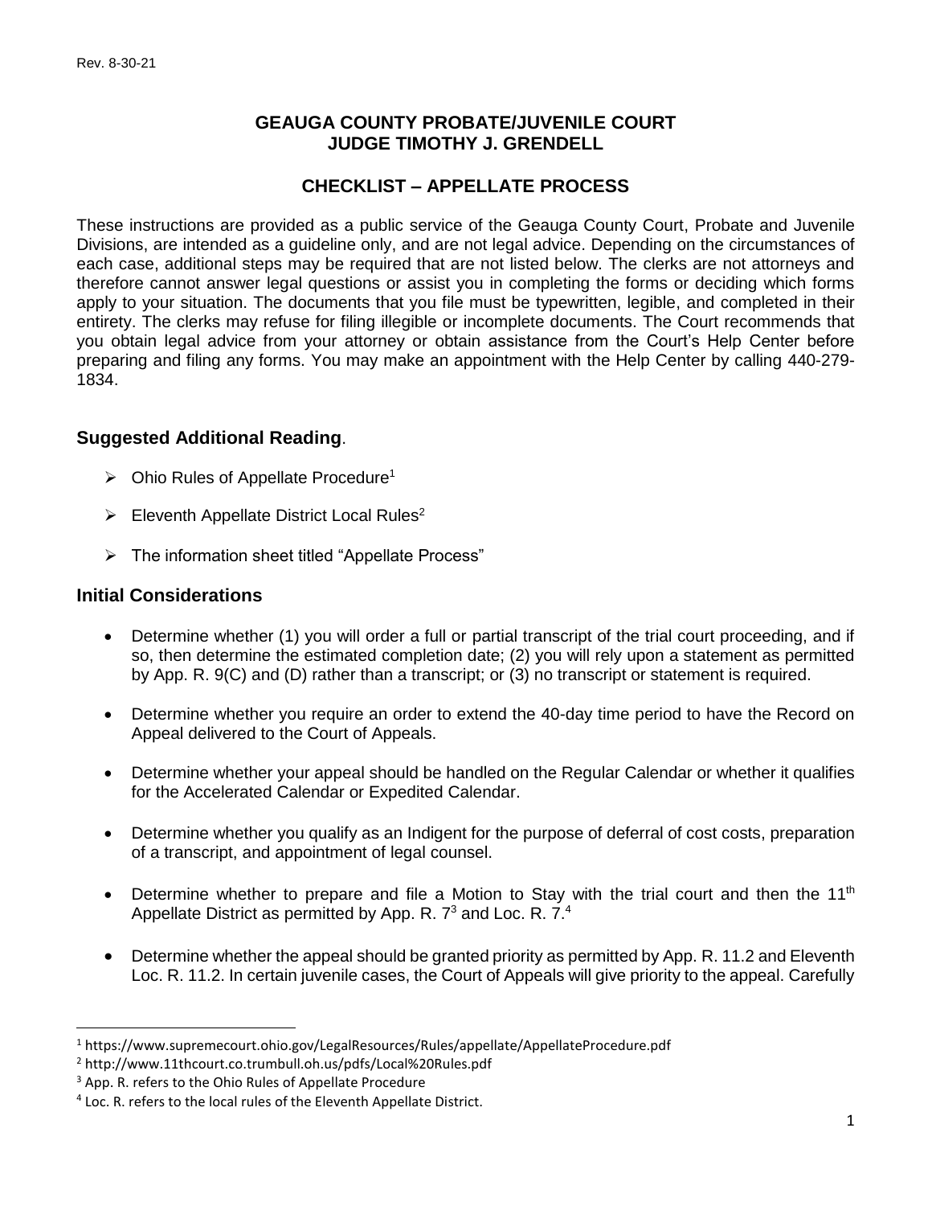Rev. 8-30-21

# GEAUGA COUNTY PROBATE/JUVENILE COURT
# JUDGE TIMOTHY J. GRENDELL

## CHECKLIST – APPELLATE PROCESS

These instructions are provided as a public service of the Geauga County Court, Probate and Juvenile Divisions, are intended as a guideline only, and are not legal advice. Depending on the circumstances of each case, additional steps may be required that are not listed below. The clerks are not attorneys and therefore cannot answer legal questions or assist you in completing the forms or deciding which forms apply to your situation. The documents that you file must be typewritten, legible, and completed in their entirety. The clerks may refuse for filing illegible or incomplete documents. The Court recommends that you obtain legal advice from your attorney or obtain assistance from the Court's Help Center before preparing and filing any forms. You may make an appointment with the Help Center by calling 440-279-1834.

### Suggested Additional Reading.

- Ohio Rules of Appellate Procedure[1]
- Eleventh Appellate District Local Rules[2]
- The information sheet titled "Appellate Process"

### Initial Considerations

- Determine whether (1) you will order a full or partial transcript of the trial court proceeding, and if so, then determine the estimated completion date; (2) you will rely upon a statement as permitted by App. R. 9(C) and (D) rather than a transcript; or (3) no transcript or statement is required.
- Determine whether you require an order to extend the 40-day time period to have the Record on Appeal delivered to the Court of Appeals.
- Determine whether your appeal should be handled on the Regular Calendar or whether it qualifies for the Accelerated Calendar or Expedited Calendar.
- Determine whether you qualify as an Indigent for the purpose of deferral of cost costs, preparation of a transcript, and appointment of legal counsel.
- Determine whether to prepare and file a Motion to Stay with the trial court and then the 11th Appellate District as permitted by App. R. 7[3] and Loc. R. 7.[4]
- Determine whether the appeal should be granted priority as permitted by App. R. 11.2 and Eleventh Loc. R. 11.2. In certain juvenile cases, the Court of Appeals will give priority to the appeal. Carefully

---

[1] https://www.supremecourt.ohio.gov/LegalResources/Rules/appellate/AppellateProcedure.pdf
[2] http://www.11thcourt.co.trumbull.oh.us/pdfs/Local%20Rules.pdf
[3] App. R. refers to the Ohio Rules of Appellate Procedure
[4] Loc. R. refers to the local rules of the Eleventh Appellate District.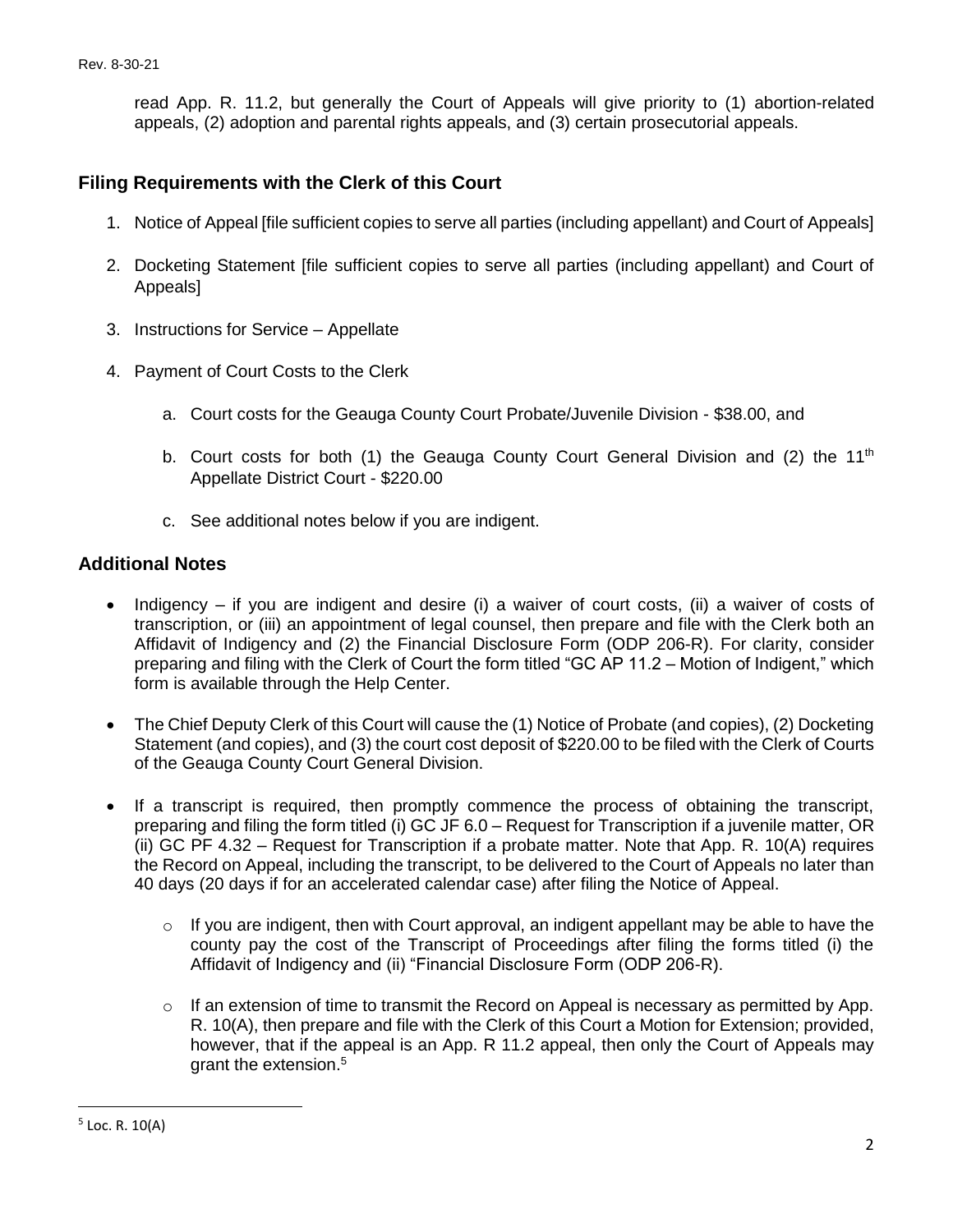read App. R. 11.2, but generally the Court of Appeals will give priority to (1) abortion-related appeals, (2) adoption and parental rights appeals, and (3) certain prosecutorial appeals.

## Filing Requirements with the Clerk of this Court

1. Notice of Appeal [file sufficient copies to serve all parties (including appellant) and Court of Appeals]
2. Docketing Statement [file sufficient copies to serve all parties (including appellant) and Court of Appeals]
3. Instructions for Service – Appellate
4. Payment of Court Costs to the Clerk
   a. Court costs for the Geauga County Court Probate/Juvenile Division - $38.00, and
   b. Court costs for both (1) the Geauga County Court General Division and (2) the 11th Appellate District Court - $220.00
   c. See additional notes below if you are indigent.

## Additional Notes

- Indigency – if you are indigent and desire (i) a waiver of court costs, (ii) a waiver of costs of transcription, or (iii) an appointment of legal counsel, then prepare and file with the Clerk both an Affidavit of Indigency and (2) the Financial Disclosure Form (ODP 206-R). For clarity, consider preparing and filing with the Clerk of Court the form titled "GC AP 11.2 – Motion of Indigent," which form is available through the Help Center.
- The Chief Deputy Clerk of this Court will cause the (1) Notice of Probate (and copies), (2) Docketing Statement (and copies), and (3) the court cost deposit of $220.00 to be filed with the Clerk of Courts of the Geauga County Court General Division.
- If a transcript is required, then promptly commence the process of obtaining the transcript, preparing and filing the form titled (i) GC JF 6.0 – Request for Transcription if a juvenile matter, OR (ii) GC PF 4.32 – Request for Transcription if a probate matter. Note that App. R. 10(A) requires the Record on Appeal, including the transcript, to be delivered to the Court of Appeals no later than 40 days (20 days if for an accelerated calendar case) after filing the Notice of Appeal.
  - If you are indigent, then with Court approval, an indigent appellant may be able to have the county pay the cost of the Transcript of Proceedings after filing the forms titled (i) the Affidavit of Indigency and (ii) "Financial Disclosure Form (ODP 206-R).
  - If an extension of time to transmit the Record on Appeal is necessary as permitted by App. R. 10(A), then prepare and file with the Clerk of this Court a Motion for Extension; provided, however, that if the appeal is an App. R 11.2 appeal, then only the Court of Appeals may grant the extension.[5]

[5] Loc. R. 10(A)